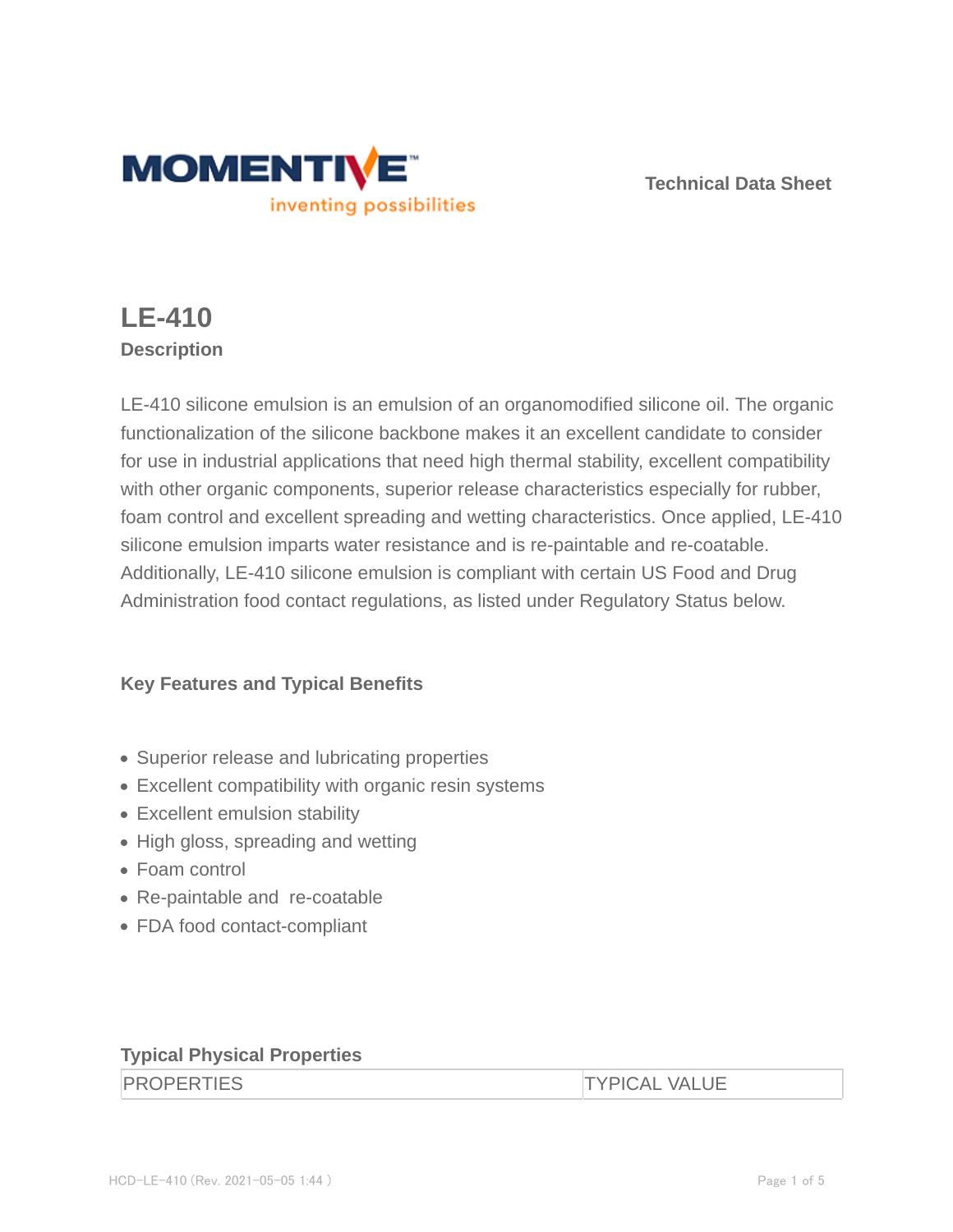**Technical Data Sheet**

# LE-410

## Description

LE-410 silicone emulsion is an emulsion of an organomodified silicone oil. The organic functionalization of the silicone backbone makes it an excellent candidate to consider for use in industrial applications that need high thermal stability, excellent compatibility with other organic components, superior release characteristics especially for rubber, foam control and excellent spreading and wetting characteristics. Once applied, LE-410 silicone emulsion imparts water resistance and is re-paintable and re-coatable. Additionally, LE-410 silicone emulsion is compliant with certain US Food and Drug Administration food contact regulations, as listed under Regulatory Status below.

### Key Features and Typical Benefits

- Superior release and lubricating properties
- Excellent compatibility with organic resin systems
- Excellent emulsion stability
- High gloss, spreading and wetting
- Foam control
- Re-paintable and  re-coatable
- FDA food contact-compliant

### Typical Physical Properties

| PROPERTIES | TYPICAL VALUE |
| --- | --- |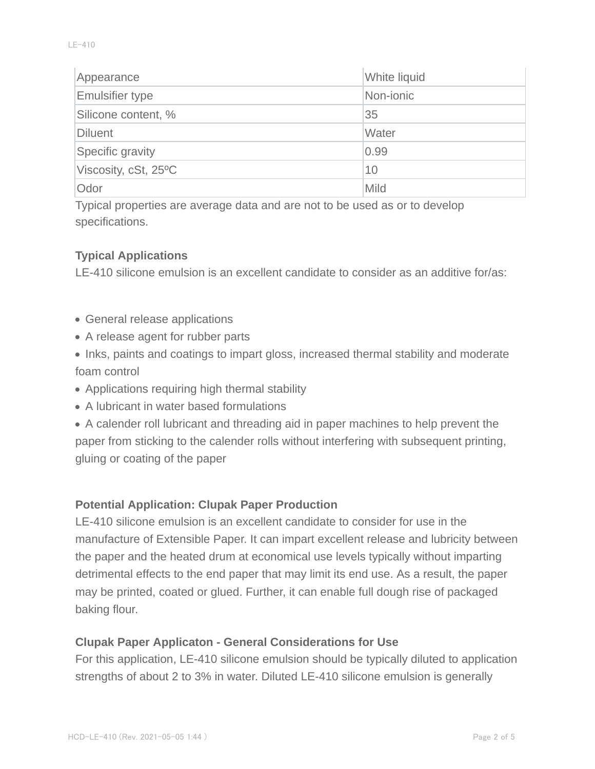| Appearance | White liquid |
|---|---|
| Emulsifier type | Non-ionic |
| Silicone content, % | 35 |
| Diluent | Water |
| Specific gravity | 0.99 |
| Viscosity, cSt, 25ºC | 10 |
| Odor | Mild |

Typical properties are average data and are not to be used as or to develop specifications.

**Typical Applications**

LE-410 silicone emulsion is an excellent candidate to consider as an additive for/as:

- General release applications
- A release agent for rubber parts
- Inks, paints and coatings to impart gloss, increased thermal stability and moderate foam control
- Applications requiring high thermal stability
- A lubricant in water based formulations
- A calender roll lubricant and threading aid in paper machines to help prevent the paper from sticking to the calender rolls without interfering with subsequent printing, gluing or coating of the paper

**Potential Application: Clupak Paper Production**

LE-410 silicone emulsion is an excellent candidate to consider for use in the manufacture of Extensible Paper. It can impart excellent release and lubricity between the paper and the heated drum at economical use levels typically without imparting detrimental effects to the end paper that may limit its end use. As a result, the paper may be printed, coated or glued. Further, it can enable full dough rise of packaged baking flour.

**Clupak Paper Applicaton - General Considerations for Use**

For this application, LE-410 silicone emulsion should be typically diluted to application strengths of about 2 to 3% in water. Diluted LE-410 silicone emulsion is generally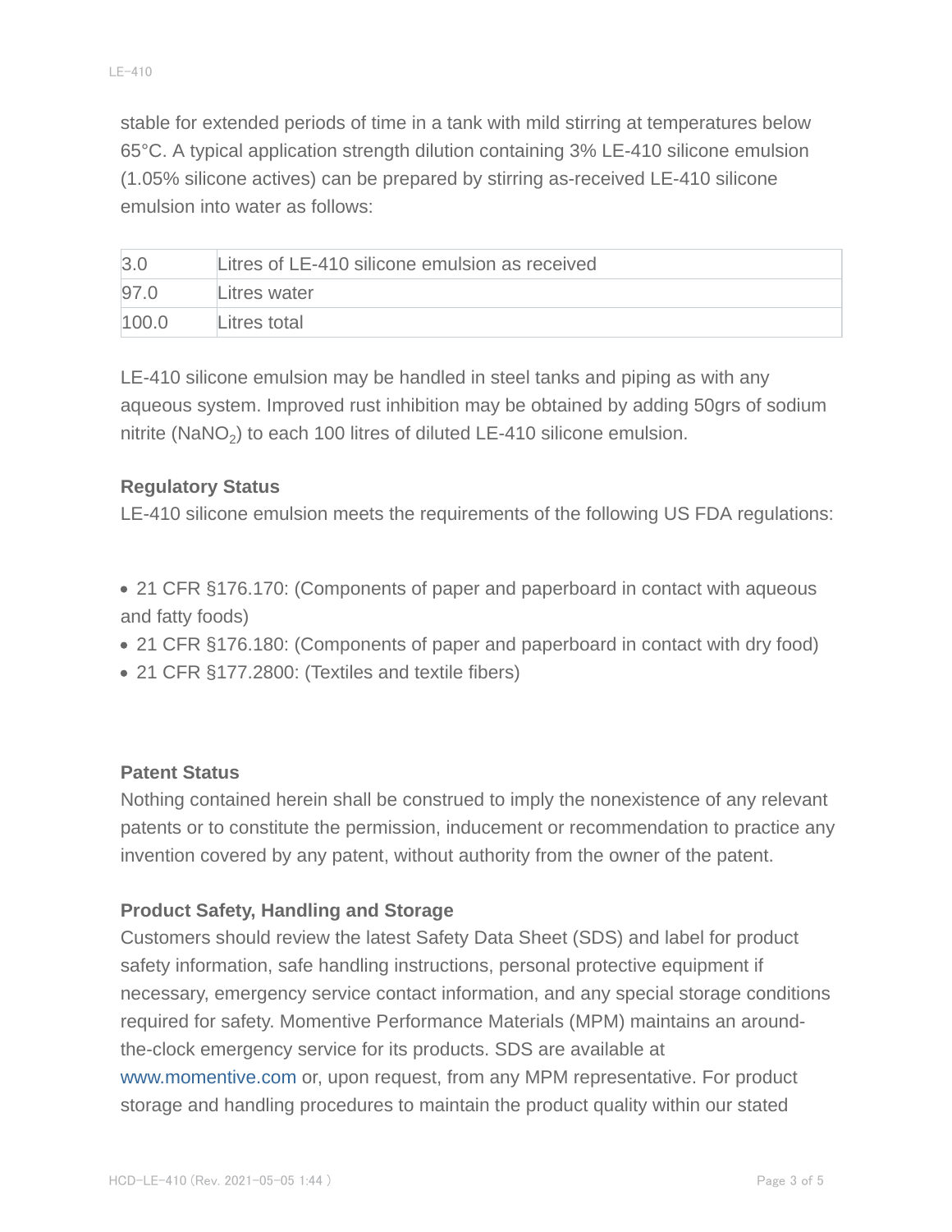stable for extended periods of time in a tank with mild stirring at temperatures below 65°C. A typical application strength dilution containing 3% LE-410 silicone emulsion (1.05% silicone actives) can be prepared by stirring as-received LE-410 silicone emulsion into water as follows:

| | |
|---|---|
| 3.0 | Litres of LE-410 silicone emulsion as received |
| 97.0 | Litres water |
| 100.0 | Litres total |

LE-410 silicone emulsion may be handled in steel tanks and piping as with any aqueous system. Improved rust inhibition may be obtained by adding 50grs of sodium nitrite ($NaNO_2$) to each 100 litres of diluted LE-410 silicone emulsion.

**Regulatory Status**

LE-410 silicone emulsion meets the requirements of the following US FDA regulations:

- 21 CFR §176.170: (Components of paper and paperboard in contact with aqueous and fatty foods)
- 21 CFR §176.180: (Components of paper and paperboard in contact with dry food)
- 21 CFR §177.2800: (Textiles and textile fibers)

**Patent Status**

Nothing contained herein shall be construed to imply the nonexistence of any relevant patents or to constitute the permission, inducement or recommendation to practice any invention covered by any patent, without authority from the owner of the patent.

**Product Safety, Handling and Storage**

Customers should review the latest Safety Data Sheet (SDS) and label for product safety information, safe handling instructions, personal protective equipment if necessary, emergency service contact information, and any special storage conditions required for safety. Momentive Performance Materials (MPM) maintains an around-the-clock emergency service for its products. SDS are available at www.momentive.com or, upon request, from any MPM representative. For product storage and handling procedures to maintain the product quality within our stated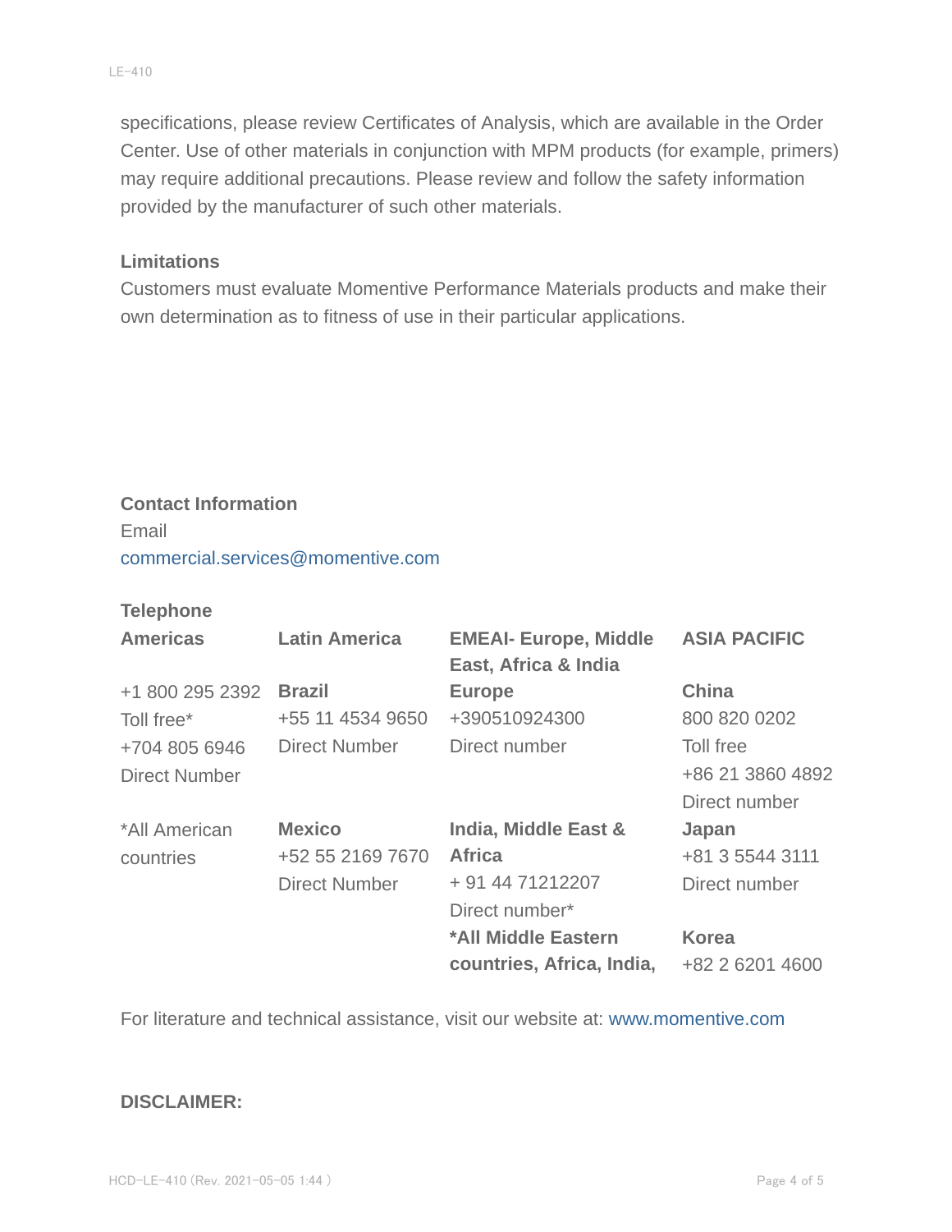specifications, please review Certificates of Analysis, which are available in the Order Center. Use of other materials in conjunction with MPM products (for example, primers) may require additional precautions. Please review and follow the safety information provided by the manufacturer of such other materials.

**Limitations**

Customers must evaluate Momentive Performance Materials products and make their own determination as to fitness of use in their particular applications.

**Contact Information**

Email

commercial.services@momentive.com

**Telephone**

| **Americas** | **Latin America** | **EMEAI- Europe, Middle East, Africa & India** | **ASIA PACIFIC** |
|---|---|---|---|
| +1 800 295 2392<br>Toll free*<br>+704 805 6946<br>Direct Number | **Brazil**<br>+55 11 4534 9650<br>Direct Number | **Europe**<br>+390510924300<br>Direct number | **China**<br>800 820 0202<br>Toll free<br>+86 21 3860 4892<br>Direct number |
| *All American countries | **Mexico**<br>+52 55 2169 7670<br>Direct Number | **India, Middle East & Africa**<br>+ 91 44 71212207<br>Direct number* | **Japan**<br>+81 3 5544 3111<br>Direct number |
| | | ***All Middle Eastern countries, Africa, India,** | **Korea**<br>+82 2 6201 4600 |

For literature and technical assistance, visit our website at: www.momentive.com

**DISCLAIMER:**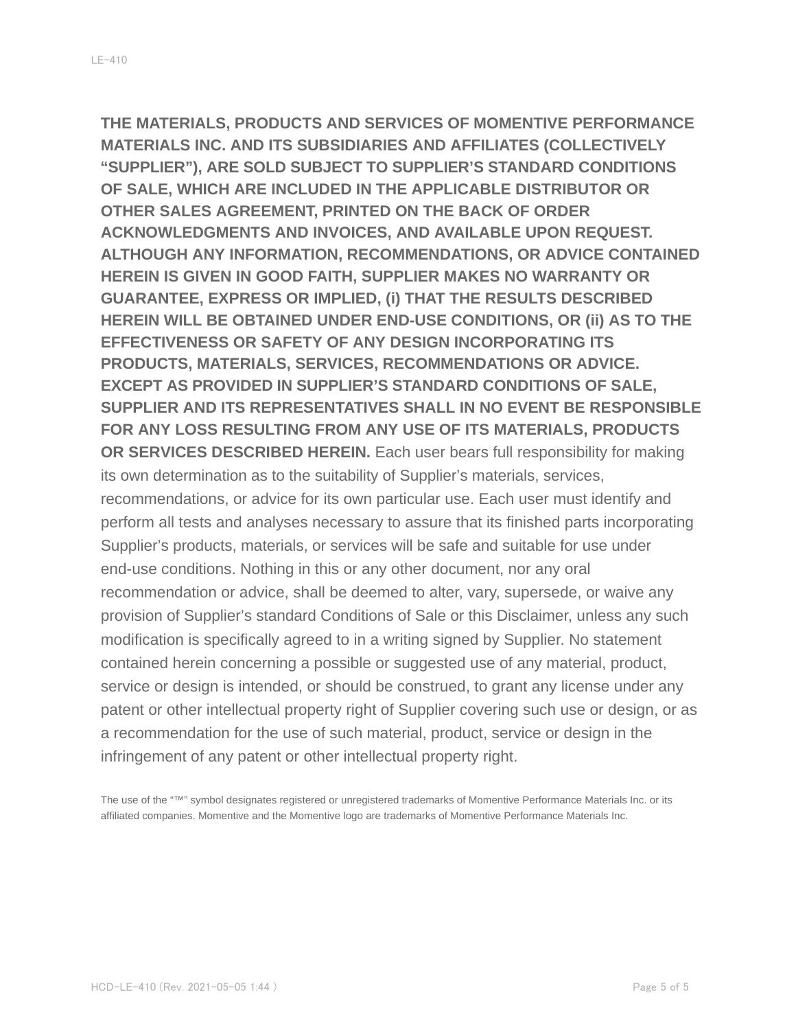**THE MATERIALS, PRODUCTS AND SERVICES OF MOMENTIVE PERFORMANCE MATERIALS INC. AND ITS SUBSIDIARIES AND AFFILIATES (COLLECTIVELY "SUPPLIER"), ARE SOLD SUBJECT TO SUPPLIER'S STANDARD CONDITIONS OF SALE, WHICH ARE INCLUDED IN THE APPLICABLE DISTRIBUTOR OR OTHER SALES AGREEMENT, PRINTED ON THE BACK OF ORDER ACKNOWLEDGMENTS AND INVOICES, AND AVAILABLE UPON REQUEST. ALTHOUGH ANY INFORMATION, RECOMMENDATIONS, OR ADVICE CONTAINED HEREIN IS GIVEN IN GOOD FAITH, SUPPLIER MAKES NO WARRANTY OR GUARANTEE, EXPRESS OR IMPLIED, (i) THAT THE RESULTS DESCRIBED HEREIN WILL BE OBTAINED UNDER END-USE CONDITIONS, OR (ii) AS TO THE EFFECTIVENESS OR SAFETY OF ANY DESIGN INCORPORATING ITS PRODUCTS, MATERIALS, SERVICES, RECOMMENDATIONS OR ADVICE. EXCEPT AS PROVIDED IN SUPPLIER'S STANDARD CONDITIONS OF SALE, SUPPLIER AND ITS REPRESENTATIVES SHALL IN NO EVENT BE RESPONSIBLE FOR ANY LOSS RESULTING FROM ANY USE OF ITS MATERIALS, PRODUCTS OR SERVICES DESCRIBED HEREIN.** Each user bears full responsibility for making its own determination as to the suitability of Supplier's materials, services, recommendations, or advice for its own particular use. Each user must identify and perform all tests and analyses necessary to assure that its finished parts incorporating Supplier's products, materials, or services will be safe and suitable for use under end-use conditions. Nothing in this or any other document, nor any oral recommendation or advice, shall be deemed to alter, vary, supersede, or waive any provision of Supplier's standard Conditions of Sale or this Disclaimer, unless any such modification is specifically agreed to in a writing signed by Supplier. No statement contained herein concerning a possible or suggested use of any material, product, service or design is intended, or should be construed, to grant any license under any patent or other intellectual property right of Supplier covering such use or design, or as a recommendation for the use of such material, product, service or design in the infringement of any patent or other intellectual property right.

The use of the "™" symbol designates registered or unregistered trademarks of Momentive Performance Materials Inc. or its affiliated companies. Momentive and the Momentive logo are trademarks of Momentive Performance Materials Inc.